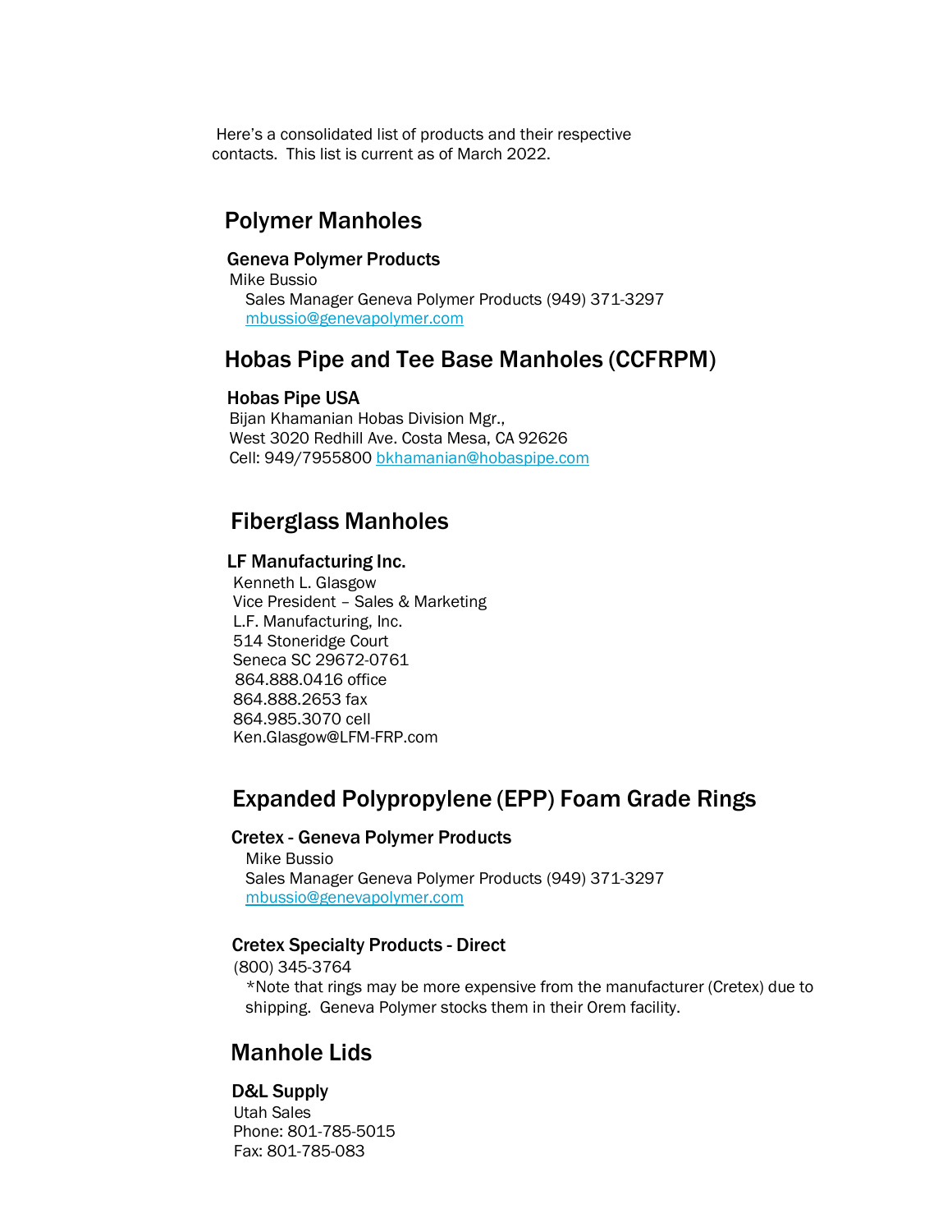Here's a consolidated list of products and their respective contacts. This list is current as of March 2022.

## Polymer Manholes

### Geneva Polymer Products

Mike Bussio

Sales Manager Geneva Polymer Products (949) 371-3297

mbussio@genevapolymer.com

## Hobas Pipe and Tee Base Manholes (CCFRPM)

### Hobas Pipe USA

Bijan Khamanian Hobas Division Mgr.,

West 3020 Redhill Ave. Costa Mesa, CA 92626

Cell: 949/7955800 bkhamanian@hobaspipe.com

## Fiberglass Manholes

### LF Manufacturing Inc.

Kenneth L. Glasgow

Vice President – Sales & Marketing

L.F. Manufacturing, Inc.

514 Stoneridge Court

Seneca SC 29672-0761

864.888.0416 office

864.888.2653 fax

864.985.3070 cell

Ken.Glasgow@LFM-FRP.com

## Expanded Polypropylene (EPP) Foam Grade Rings

### Cretex - Geneva Polymer Products

Mike Bussio

Sales Manager Geneva Polymer Products (949) 371-3297

mbussio@genevapolymer.com

### Cretex Specialty Products - Direct

(800) 345-3764

*Note that rings may be more expensive from the manufacturer (Cretex) due to shipping. Geneva Polymer stocks them in their Orem facility.

## Manhole Lids

### D&L Supply

Utah Sales

Phone: 801-785-5015

Fax: 801-785-083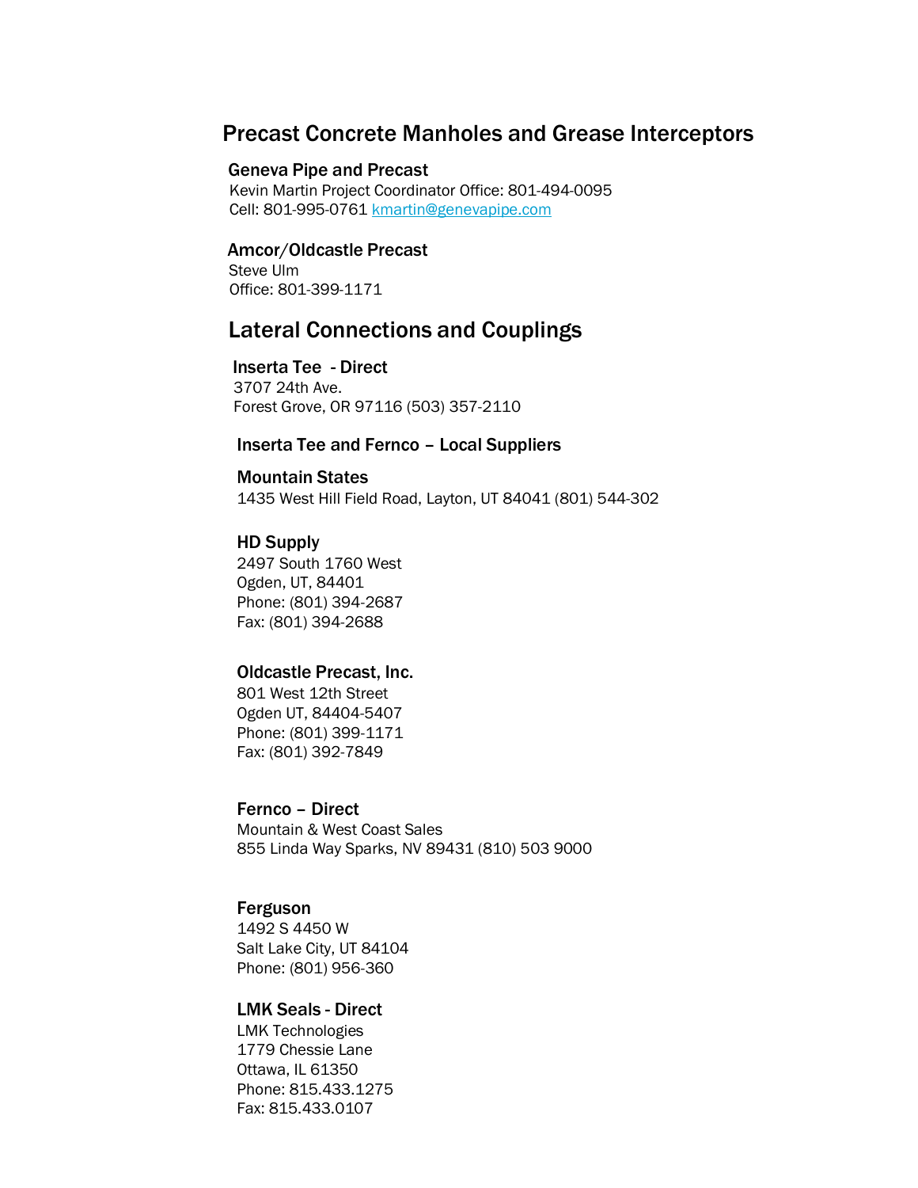## Precast Concrete Manholes and Grease Interceptors

### Geneva Pipe and Precast

Kevin Martin Project Coordinator Office: 801-494-0095
Cell: 801-995-0761 kmartin@genevapipe.com

### Amcor/Oldcastle Precast

Steve Ulm
Office: 801-399-1171

## Lateral Connections and Couplings

### Inserta Tee - Direct

3707 24th Ave.
Forest Grove, OR 97116 (503) 357-2110

### Inserta Tee and Fernco – Local Suppliers

### Mountain States

1435 West Hill Field Road, Layton, UT 84041 (801) 544-302

### HD Supply

2497 South 1760 West
Ogden, UT, 84401
Phone: (801) 394-2687
Fax: (801) 394-2688

### Oldcastle Precast, Inc.

801 West 12th Street
Ogden UT, 84404-5407
Phone: (801) 399-1171
Fax: (801) 392-7849

### Fernco – Direct

Mountain & West Coast Sales
855 Linda Way Sparks, NV 89431 (810) 503 9000

### Ferguson

1492 S 4450 W
Salt Lake City, UT 84104
Phone: (801) 956-360

### LMK Seals - Direct

LMK Technologies
1779 Chessie Lane
Ottawa, IL 61350
Phone: 815.433.1275
Fax: 815.433.0107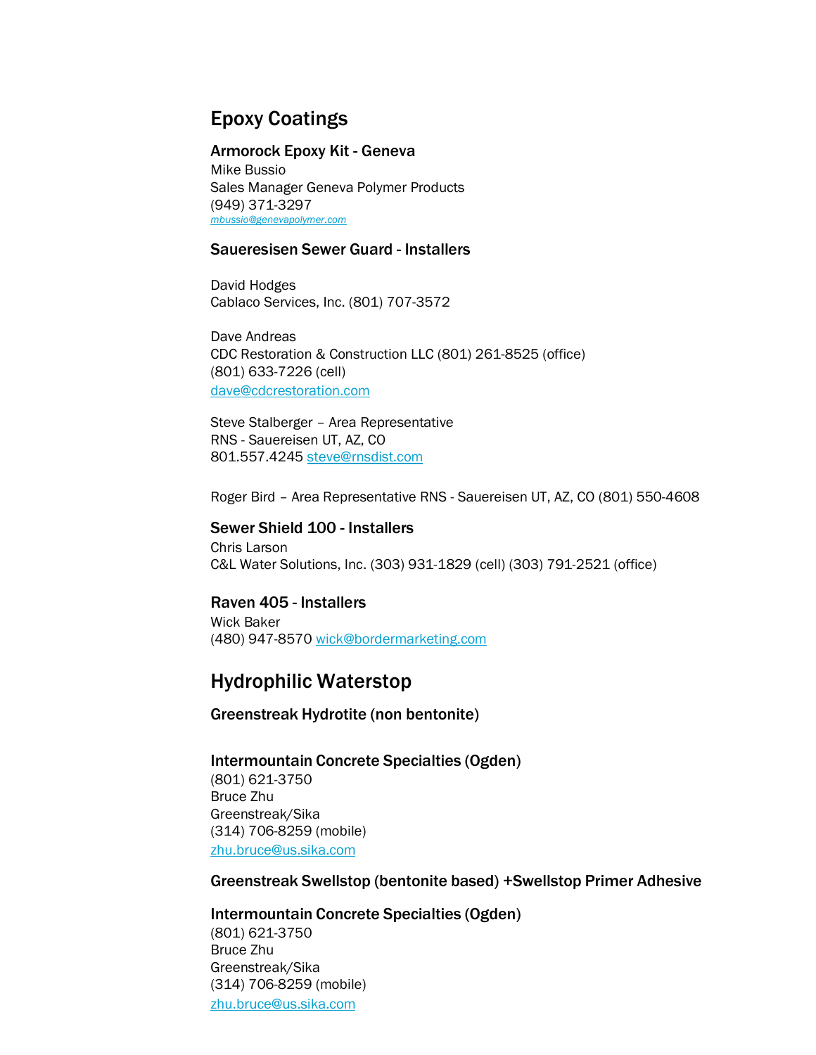## Epoxy Coatings

### Armorock Epoxy Kit - Geneva

Mike Bussio
Sales Manager Geneva Polymer Products
(949) 371-3297
*mbussio@genevapolymer.com*

### Saueresisen Sewer Guard - Installers

David Hodges
Cablaco Services, Inc. (801) 707-3572

Dave Andreas
CDC Restoration & Construction LLC (801) 261-8525 (office)
(801) 633-7226 (cell)
dave@cdcrestoration.com

Steve Stalberger – Area Representative
RNS - Sauereisen UT, AZ, CO
801.557.4245 steve@rnsdist.com

Roger Bird – Area Representative RNS - Sauereisen UT, AZ, CO (801) 550-4608

### Sewer Shield 100 - Installers

Chris Larson
C&L Water Solutions, Inc. (303) 931-1829 (cell) (303) 791-2521 (office)

### Raven 405 - Installers

Wick Baker
(480) 947-8570 wick@bordermarketing.com

## Hydrophilic Waterstop

### Greenstreak Hydrotite (non bentonite)

### Intermountain Concrete Specialties (Ogden)

(801) 621-3750
Bruce Zhu
Greenstreak/Sika
(314) 706-8259 (mobile)
zhu.bruce@us.sika.com

### Greenstreak Swellstop (bentonite based) +Swellstop Primer Adhesive

### Intermountain Concrete Specialties (Ogden)

(801) 621-3750
Bruce Zhu
Greenstreak/Sika
(314) 706-8259 (mobile)
zhu.bruce@us.sika.com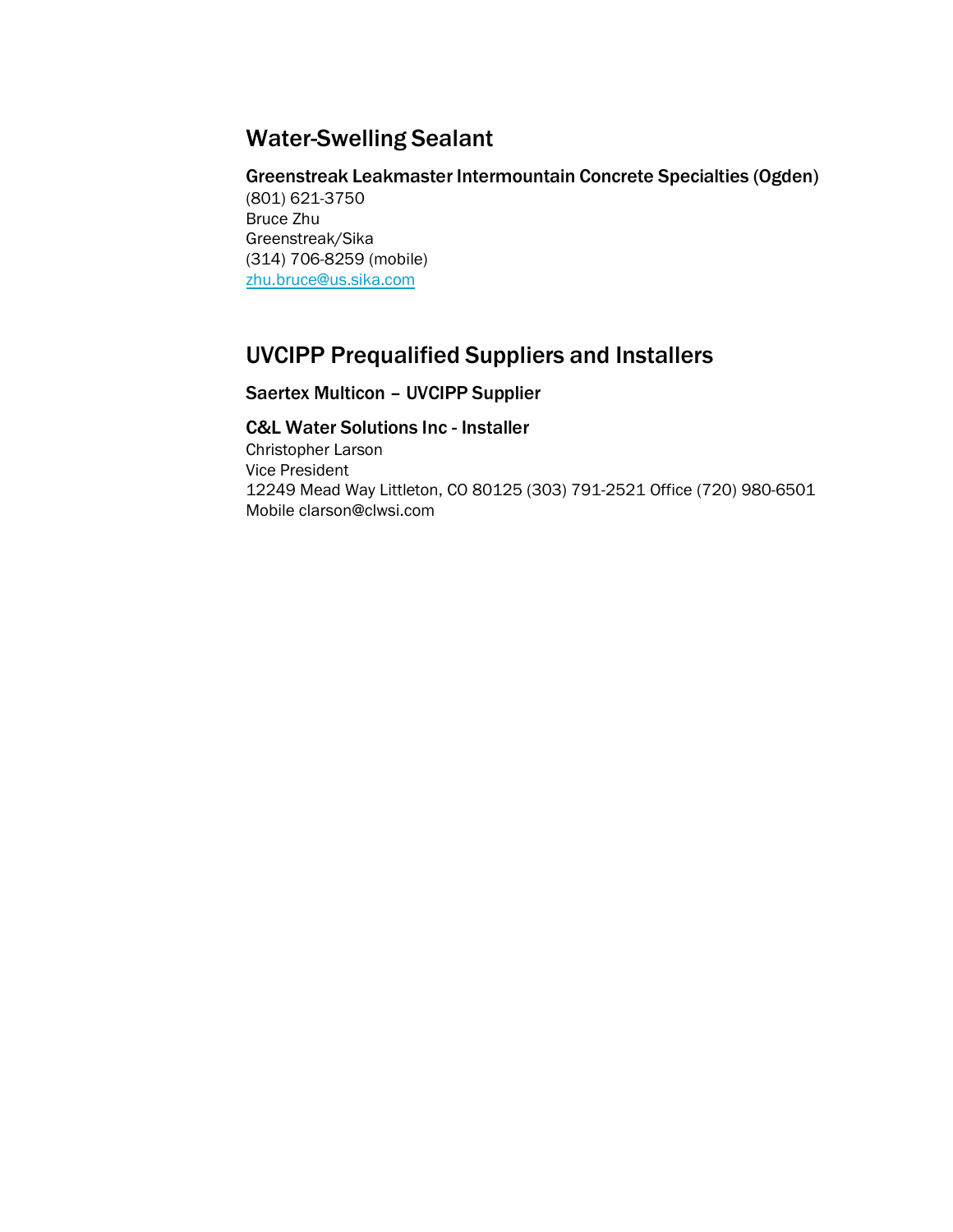## Water-Swelling Sealant

### Greenstreak Leakmaster Intermountain Concrete Specialties (Ogden)

(801) 621-3750
Bruce Zhu
Greenstreak/Sika
(314) 706-8259 (mobile)
zhu.bruce@us.sika.com

## UVCIPP Prequalified Suppliers and Installers

### Saertex Multicon – UVCIPP Supplier

### C&L Water Solutions Inc - Installer

Christopher Larson
Vice President
12249 Mead Way Littleton, CO 80125 (303) 791-2521 Office (720) 980-6501 Mobile clarson@clwsi.com